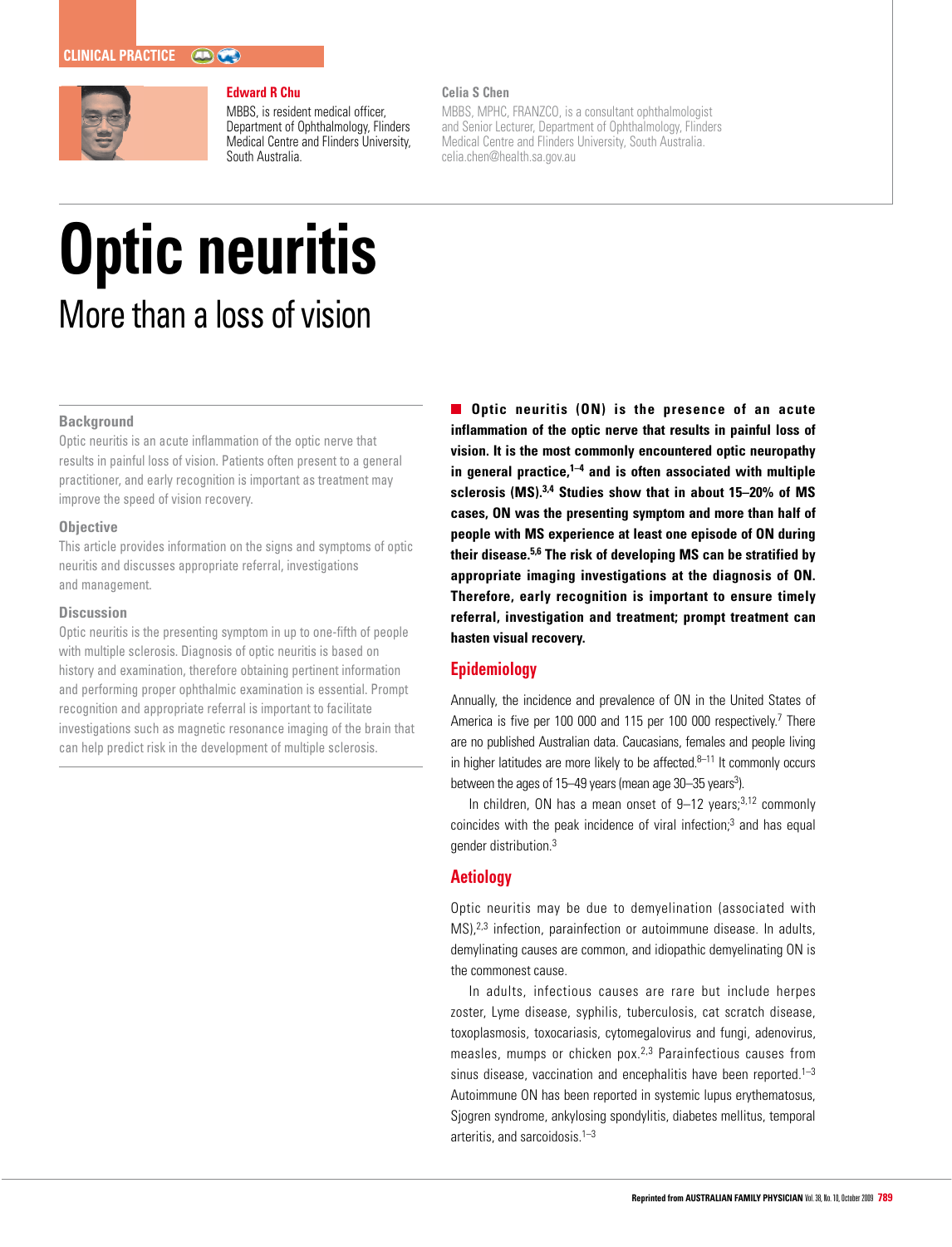CLINICAL PRACTICE

**Edward R Chu**

MBBS, is resident medical officer, Department of Ophthalmology, Flinders Medical Centre and Flinders University, South Australia.

**Celia S Chen**

MBBS, MPHC, FRANZCO, is a consultant ophthalmologist and Senior Lecturer, Department of Ophthalmology, Flinders Medical Centre and Flinders University, South Australia. celia.chen@health.sa.gov.au

# Optic neuritis

## More than a loss of vision

### Background

Optic neuritis is an acute inflammation of the optic nerve that results in painful loss of vision. Patients often present to a general practitioner, and early recognition is important as treatment may improve the speed of vision recovery.

### Objective

This article provides information on the signs and symptoms of optic neuritis and discusses appropriate referral, investigations and management.

### Discussion

Optic neuritis is the presenting symptom in up to one-fifth of people with multiple sclerosis. Diagnosis of optic neuritis is based on history and examination, therefore obtaining pertinent information and performing proper ophthalmic examination is essential. Prompt recognition and appropriate referral is important to facilitate investigations such as magnetic resonance imaging of the brain that can help predict risk in the development of multiple sclerosis.

**Optic neuritis (ON) is the presence of an acute inflammation of the optic nerve that results in painful loss of vision. It is the most commonly encountered optic neuropathy in general practice,[1–4] and is often associated with multiple sclerosis (MS).[3,4] Studies show that in about 15–20% of MS cases, ON was the presenting symptom and more than half of people with MS experience at least one episode of ON during their disease.[5,6] The risk of developing MS can be stratified by appropriate imaging investigations at the diagnosis of ON. Therefore, early recognition is important to ensure timely referral, investigation and treatment; prompt treatment can hasten visual recovery.**

## Epidemiology

Annually, the incidence and prevalence of ON in the United States of America is five per 100 000 and 115 per 100 000 respectively.[7] There are no published Australian data. Caucasians, females and people living in higher latitudes are more likely to be affected.[8–11] It commonly occurs between the ages of 15–49 years (mean age 30–35 years[3]).

In children, ON has a mean onset of 9–12 years;[3,12] commonly coincides with the peak incidence of viral infection;[3] and has equal gender distribution.[3]

## Aetiology

Optic neuritis may be due to demyelination (associated with MS),[2,3] infection, parainfection or autoimmune disease. In adults, demylinating causes are common, and idiopathic demyelinating ON is the commonest cause.

In adults, infectious causes are rare but include herpes zoster, Lyme disease, syphilis, tuberculosis, cat scratch disease, toxoplasmosis, toxocariasis, cytomegalovirus and fungi, adenovirus, measles, mumps or chicken pox.[2,3] Parainfectious causes from sinus disease, vaccination and encephalitis have been reported.[1–3] Autoimmune ON has been reported in systemic lupus erythematosus, Sjogren syndrome, ankylosing spondylitis, diabetes mellitus, temporal arteritis, and sarcoidosis.[1–3]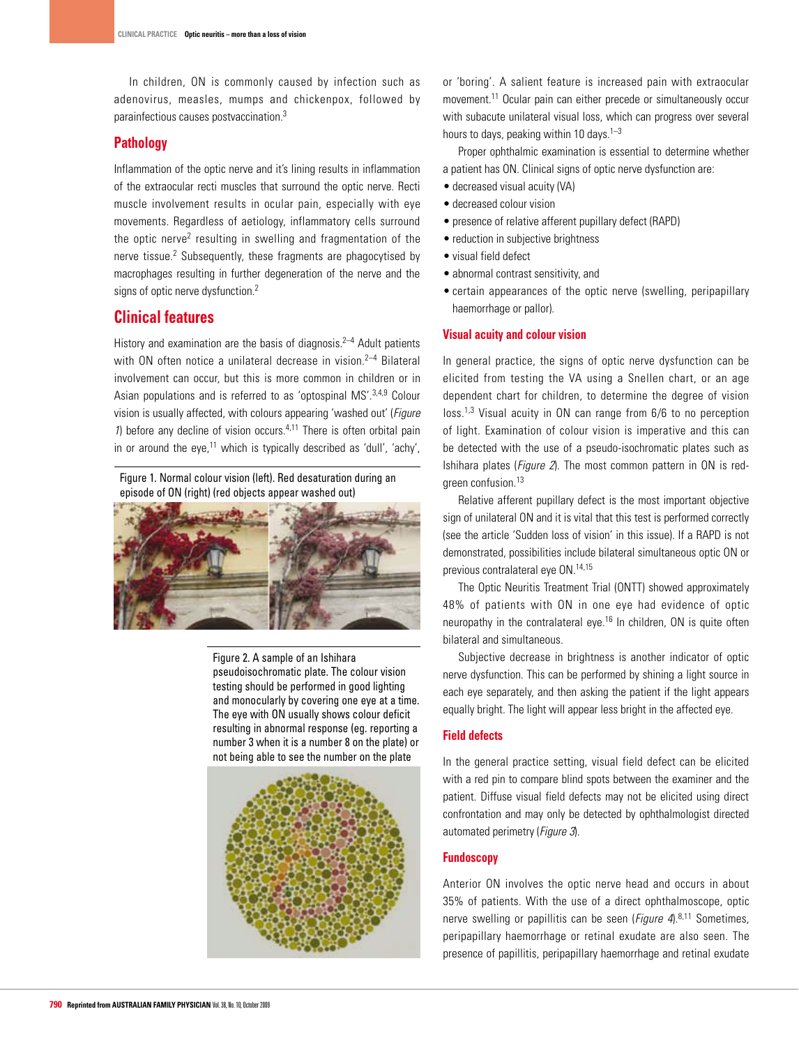In children, ON is commonly caused by infection such as adenovirus, measles, mumps and chickenpox, followed by parainfectious causes postvaccination.[3]

## Pathology

Inflammation of the optic nerve and it's lining results in inflammation of the extraocular recti muscles that surround the optic nerve. Recti muscle involvement results in ocular pain, especially with eye movements. Regardless of aetiology, inflammatory cells surround the optic nerve[2] resulting in swelling and fragmentation of the nerve tissue.[2] Subsequently, these fragments are phagocytised by macrophages resulting in further degeneration of the nerve and the signs of optic nerve dysfunction.[2]

## Clinical features

History and examination are the basis of diagnosis.[2–4] Adult patients with ON often notice a unilateral decrease in vision.[2–4] Bilateral involvement can occur, but this is more common in children or in Asian populations and is referred to as 'optospinal MS'.[3,4,9] Colour vision is usually affected, with colours appearing 'washed out' (*Figure 1*) before any decline of vision occurs.[4,11] There is often orbital pain in or around the eye,[11] which is typically described as 'dull', 'achy', or 'boring'. A salient feature is increased pain with extraocular movement.[11] Ocular pain can either precede or simultaneously occur with subacute unilateral visual loss, which can progress over several hours to days, peaking within 10 days.[1–3]

Figure 1. Normal colour vision (left). Red desaturation during an episode of ON (right) (red objects appear washed out)

Figure 2. A sample of an Ishihara pseudoisochromatic plate. The colour vision testing should be performed in good lighting and monocularly by covering one eye at a time. The eye with ON usually shows colour deficit resulting in abnormal response (eg. reporting a number 3 when it is a number 8 on the plate) or not being able to see the number on the plate

Proper ophthalmic examination is essential to determine whether a patient has ON. Clinical signs of optic nerve dysfunction are:

- decreased visual acuity (VA)
- decreased colour vision
- presence of relative afferent pupillary defect (RAPD)
- reduction in subjective brightness
- visual field defect
- abnormal contrast sensitivity, and
- certain appearances of the optic nerve (swelling, peripapillary haemorrhage or pallor).

### Visual acuity and colour vision

In general practice, the signs of optic nerve dysfunction can be elicited from testing the VA using a Snellen chart, or an age dependent chart for children, to determine the degree of vision loss.[1,3] Visual acuity in ON can range from 6/6 to no perception of light. Examination of colour vision is imperative and this can be detected with the use of a pseudo-isochromatic plates such as Ishihara plates (*Figure 2*). The most common pattern in ON is red-green confusion.[13]

Relative afferent pupillary defect is the most important objective sign of unilateral ON and it is vital that this test is performed correctly (see the article 'Sudden loss of vision' in this issue). If a RAPD is not demonstrated, possibilities include bilateral simultaneous optic ON or previous contralateral eye ON.[14,15]

The Optic Neuritis Treatment Trial (ONTT) showed approximately 48% of patients with ON in one eye had evidence of optic neuropathy in the contralateral eye.[16] In children, ON is quite often bilateral and simultaneous.

Subjective decrease in brightness is another indicator of optic nerve dysfunction. This can be performed by shining a light source in each eye separately, and then asking the patient if the light appears equally bright. The light will appear less bright in the affected eye.

### Field defects

In the general practice setting, visual field defect can be elicited with a red pin to compare blind spots between the examiner and the patient. Diffuse visual field defects may not be elicited using direct confrontation and may only be detected by ophthalmologist directed automated perimetry (*Figure 3*).

### Fundoscopy

Anterior ON involves the optic nerve head and occurs in about 35% of patients. With the use of a direct ophthalmoscope, optic nerve swelling or papillitis can be seen (*Figure 4*).[8,11] Sometimes, peripapillary haemorrhage or retinal exudate are also seen. The presence of papillitis, peripapillary haemorrhage and retinal exudate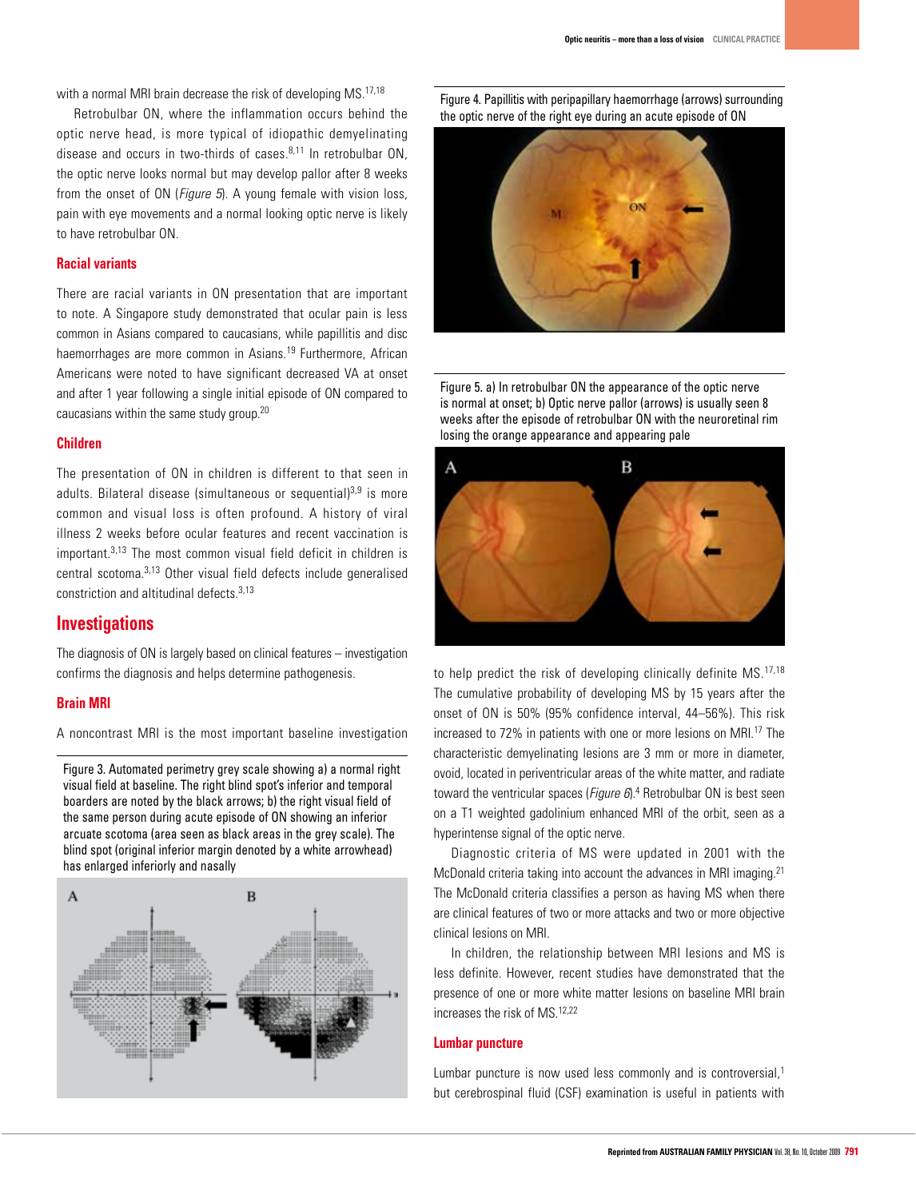with a normal MRI brain decrease the risk of developing MS.[17,18]

Retrobulbar ON, where the inflammation occurs behind the optic nerve head, is more typical of idiopathic demyelinating disease and occurs in two-thirds of cases.[8,11] In retrobulbar ON, the optic nerve looks normal but may develop pallor after 8 weeks from the onset of ON (*Figure 5*). A young female with vision loss, pain with eye movements and a normal looking optic nerve is likely to have retrobulbar ON.

### Racial variants

There are racial variants in ON presentation that are important to note. A Singapore study demonstrated that ocular pain is less common in Asians compared to caucasians, while papillitis and disc haemorrhages are more common in Asians.[19] Furthermore, African Americans were noted to have significant decreased VA at onset and after 1 year following a single initial episode of ON compared to caucasians within the same study group.[20]

### Children

The presentation of ON in children is different to that seen in adults. Bilateral disease (simultaneous or sequential)[3,9] is more common and visual loss is often profound. A history of viral illness 2 weeks before ocular features and recent vaccination is important.[3,13] The most common visual field deficit in children is central scotoma.[3,13] Other visual field defects include generalised constriction and altitudinal defects.[3,13]

## Investigations

The diagnosis of ON is largely based on clinical features – investigation confirms the diagnosis and helps determine pathogenesis.

### Brain MRI

A noncontrast MRI is the most important baseline investigation to help predict the risk of developing clinically definite MS.[17,18] The cumulative probability of developing MS by 15 years after the onset of ON is 50% (95% confidence interval, 44–56%). This risk increased to 72% in patients with one or more lesions on MRI.[17] The characteristic demyelinating lesions are 3 mm or more in diameter, ovoid, located in periventricular areas of the white matter, and radiate toward the ventricular spaces (*Figure 6*).[4] Retrobulbar ON is best seen on a T1 weighted gadolinium enhanced MRI of the orbit, seen as a hyperintense signal of the optic nerve.

Diagnostic criteria of MS were updated in 2001 with the McDonald criteria taking into account the advances in MRI imaging.[21] The McDonald criteria classifies a person as having MS when there are clinical features of two or more attacks and two or more objective clinical lesions on MRI.

In children, the relationship between MRI lesions and MS is less definite. However, recent studies have demonstrated that the presence of one or more white matter lesions on baseline MRI brain increases the risk of MS.[12,22]

### Lumbar puncture

Lumbar puncture is now used less commonly and is controversial,[1] but cerebrospinal fluid (CSF) examination is useful in patients with

Figure 3. Automated perimetry grey scale showing a) a normal right visual field at baseline. The right blind spot's inferior and temporal boarders are noted by the black arrows; b) the right visual field of the same person during acute episode of ON showing an inferior arcuate scotoma (area seen as black areas in the grey scale). The blind spot (original inferior margin denoted by a white arrowhead) has enlarged inferiorly and nasally

A

B

Figure 4. Papillitis with peripapillary haemorrhage (arrows) surrounding the optic nerve of the right eye during an acute episode of ON

M

ON

Figure 5. a) In retrobulbar ON the appearance of the optic nerve is normal at onset; b) Optic nerve pallor (arrows) is usually seen 8 weeks after the episode of retrobulbar ON with the neuroretinal rim losing the orange appearance and appearing pale

A

B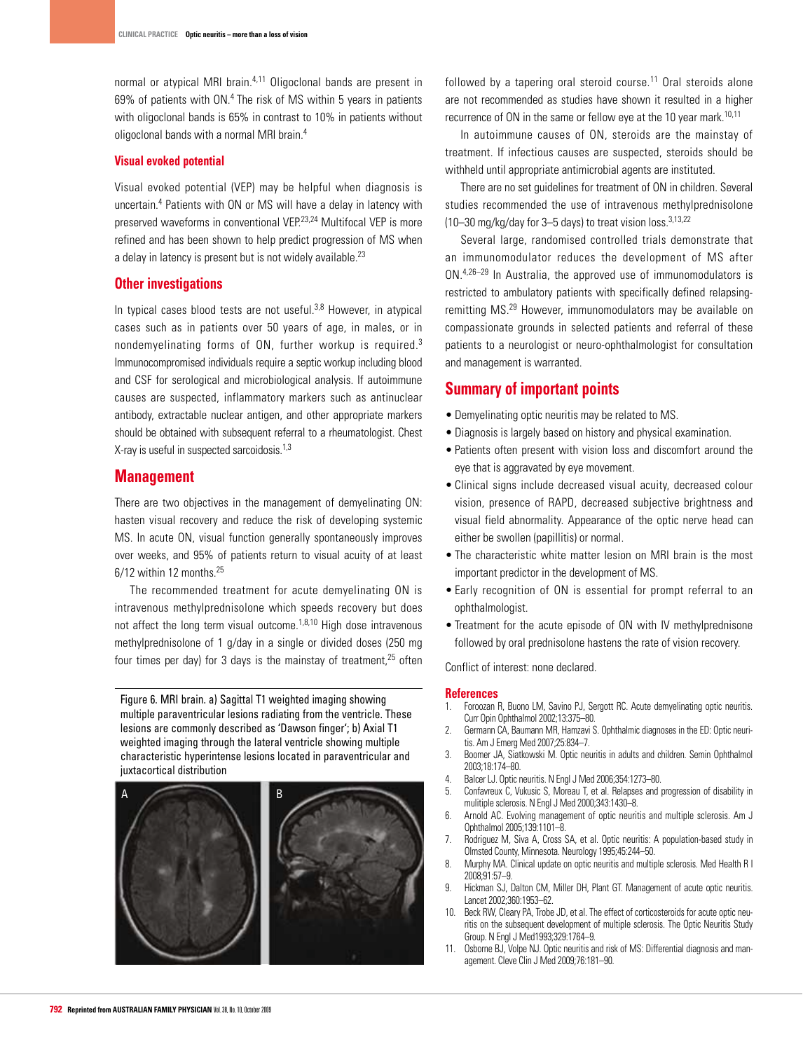normal or atypical MRI brain.[4,11] Oligoclonal bands are present in 69% of patients with ON.[4] The risk of MS within 5 years in patients with oligoclonal bands is 65% in contrast to 10% in patients without oligoclonal bands with a normal MRI brain.[4]

### Visual evoked potential

Visual evoked potential (VEP) may be helpful when diagnosis is uncertain.[4] Patients with ON or MS will have a delay in latency with preserved waveforms in conventional VEP.[23,24] Multifocal VEP is more refined and has been shown to help predict progression of MS when a delay in latency is present but is not widely available.[23]

### Other investigations

In typical cases blood tests are not useful.[3,8] However, in atypical cases such as in patients over 50 years of age, in males, or in nondemyelinating forms of ON, further workup is required.[3] Immunocompromised individuals require a septic workup including blood and CSF for serological and microbiological analysis. If autoimmune causes are suspected, inflammatory markers such as antinuclear antibody, extractable nuclear antigen, and other appropriate markers should be obtained with subsequent referral to a rheumatologist. Chest X-ray is useful in suspected sarcoidosis.[1,3]

## Management

There are two objectives in the management of demyelinating ON: hasten visual recovery and reduce the risk of developing systemic MS. In acute ON, visual function generally spontaneously improves over weeks, and 95% of patients return to visual acuity of at least 6/12 within 12 months.[25]

The recommended treatment for acute demyelinating ON is intravenous methylprednisolone which speeds recovery but does not affect the long term visual outcome.[1,8,10] High dose intravenous methylprednisolone of 1 g/day in a single or divided doses (250 mg four times per day) for 3 days is the mainstay of treatment,[25] often followed by a tapering oral steroid course.[11] Oral steroids alone are not recommended as studies have shown it resulted in a higher recurrence of ON in the same or fellow eye at the 10 year mark.[10,11]

In autoimmune causes of ON, steroids are the mainstay of treatment. If infectious causes are suspected, steroids should be withheld until appropriate antimicrobial agents are instituted.

There are no set guidelines for treatment of ON in children. Several studies recommended the use of intravenous methylprednisolone (10–30 mg/kg/day for 3–5 days) to treat vision loss.[3,13,22]

Several large, randomised controlled trials demonstrate that an immunomodulator reduces the development of MS after ON.[4,26–29] In Australia, the approved use of immunomodulators is restricted to ambulatory patients with specifically defined relapsing-remitting MS.[29] However, immunomodulators may be available on compassionate grounds in selected patients and referral of these patients to a neurologist or neuro-ophthalmologist for consultation and management is warranted.

Figure 6. MRI brain. a) Sagittal T1 weighted imaging showing multiple paraventricular lesions radiating from the ventricle. These lesions are commonly described as 'Dawson finger'; b) Axial T1 weighted imaging through the lateral ventricle showing multiple characteristic hyperintense lesions located in paraventricular and juxtacortical distribution

A

B

## Summary of important points

- Demyelinating optic neuritis may be related to MS.
- Diagnosis is largely based on history and physical examination.
- Patients often present with vision loss and discomfort around the eye that is aggravated by eye movement.
- Clinical signs include decreased visual acuity, decreased colour vision, presence of RAPD, decreased subjective brightness and visual field abnormality. Appearance of the optic nerve head can either be swollen (papillitis) or normal.
- The characteristic white matter lesion on MRI brain is the most important predictor in the development of MS.
- Early recognition of ON is essential for prompt referral to an ophthalmologist.
- Treatment for the acute episode of ON with IV methylprednisone followed by oral prednisolone hastens the rate of vision recovery.

Conflict of interest: none declared.

## References

1. Foroozan R, Buono LM, Savino PJ, Sergott RC. Acute demyelinating optic neuritis. Curr Opin Ophthalmol 2002;13:375–80.
2. Germann CA, Baumann MR, Hamzavi S. Ophthalmic diagnoses in the ED: Optic neuritis. Am J Emerg Med 2007;25:834–7.
3. Boomer JA, Siatkowski M. Optic neuritis in adults and children. Semin Ophthalmol 2003;18:174–80.
4. Balcer LJ. Optic neuritis. N Engl J Med 2006;354:1273–80.
5. Confavreux C, Vukusic S, Moreau T, et al. Relapses and progression of disability in mulitiple sclerosis. N Engl J Med 2000;343:1430–8.
6. Arnold AC. Evolving management of optic neuritis and multiple sclerosis. Am J Ophthalmol 2005;139:1101–8.
7. Rodriguez M, Siva A, Cross SA, et al. Optic neuritis: A population-based study in Olmsted County, Minnesota. Neurology 1995;45:244–50.
8. Murphy MA. Clinical update on optic neuritis and multiple sclerosis. Med Health R I 2008;91:57–9.
9. Hickman SJ, Dalton CM, Miller DH, Plant GT. Management of acute optic neuritis. Lancet 2002;360:1953–62.
10. Beck RW, Cleary PA, Trobe JD, et al. The effect of corticosteroids for acute optic neuritis on the subsequent development of multiple sclerosis. The Optic Neuritis Study Group. N Engl J Med1993;329:1764–9.
11. Osborne BJ, Volpe NJ. Optic neuritis and risk of MS: Differential diagnosis and management. Cleve Clin J Med 2009;76:181–90.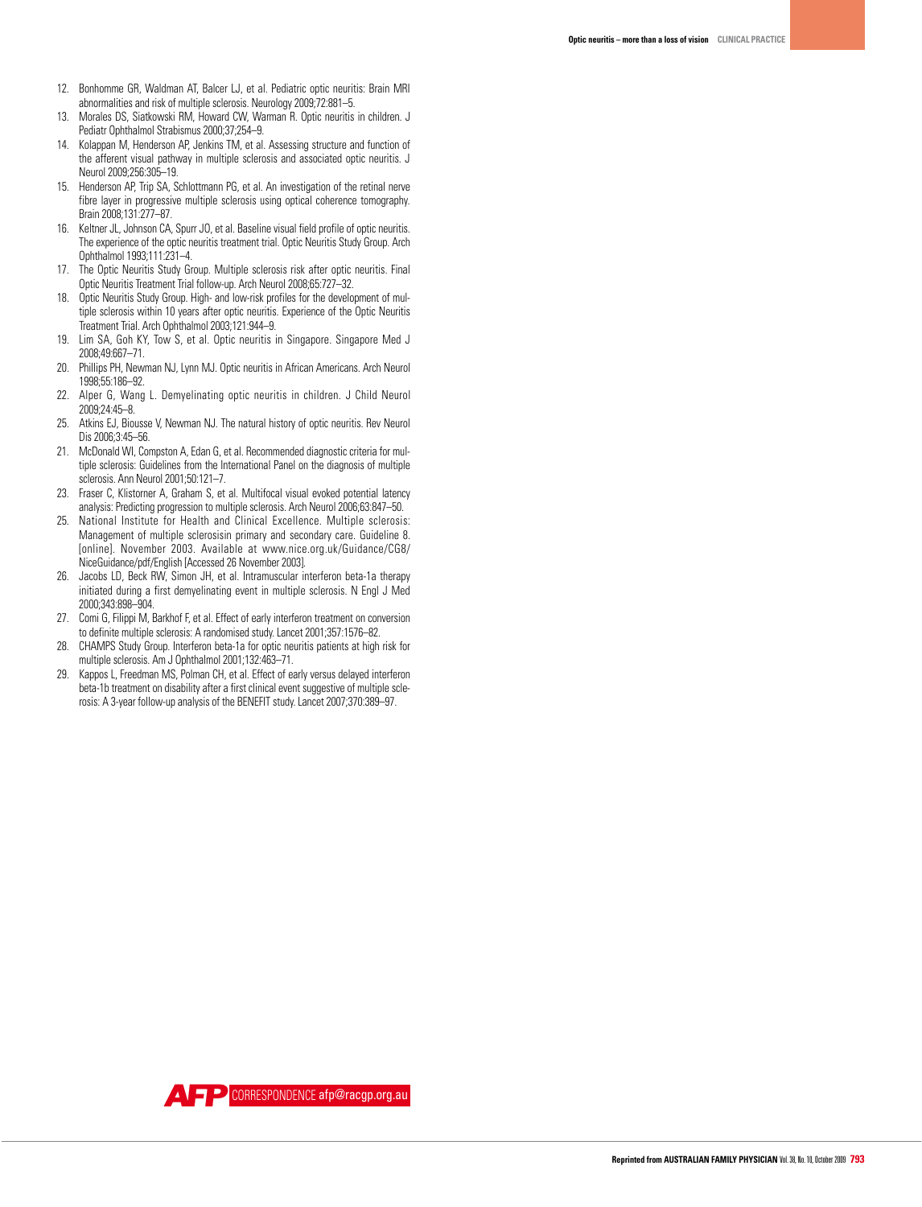12. Bonhomme GR, Waldman AT, Balcer LJ, et al. Pediatric optic neuritis: Brain MRI abnormalities and risk of multiple sclerosis. Neurology 2009;72:881–5.
13. Morales DS, Siatkowski RM, Howard CW, Warman R. Optic neuritis in children. J Pediatr Ophthalmol Strabismus 2000;37;254–9.
14. Kolappan M, Henderson AP, Jenkins TM, et al. Assessing structure and function of the afferent visual pathway in multiple sclerosis and associated optic neuritis. J Neurol 2009;256:305–19.
15. Henderson AP, Trip SA, Schlottmann PG, et al. An investigation of the retinal nerve fibre layer in progressive multiple sclerosis using optical coherence tomography. Brain 2008;131:277–87.
16. Keltner JL, Johnson CA, Spurr JO, et al. Baseline visual field profile of optic neuritis. The experience of the optic neuritis treatment trial. Optic Neuritis Study Group. Arch Ophthalmol 1993;111:231–4.
17. The Optic Neuritis Study Group. Multiple sclerosis risk after optic neuritis. Final Optic Neuritis Treatment Trial follow-up. Arch Neurol 2008;65:727–32.
18. Optic Neuritis Study Group. High- and low-risk profiles for the development of multiple sclerosis within 10 years after optic neuritis. Experience of the Optic Neuritis Treatment Trial. Arch Ophthalmol 2003;121:944–9.
19. Lim SA, Goh KY, Tow S, et al. Optic neuritis in Singapore. Singapore Med J 2008;49:667–71.
20. Phillips PH, Newman NJ, Lynn MJ. Optic neuritis in African Americans. Arch Neurol 1998;55:186–92.
22. Alper G, Wang L. Demyelinating optic neuritis in children. J Child Neurol 2009;24:45–8.
25. Atkins EJ, Biousse V, Newman NJ. The natural history of optic neuritis. Rev Neurol Dis 2006;3:45–56.
21. McDonald WI, Compston A, Edan G, et al. Recommended diagnostic criteria for multiple sclerosis: Guidelines from the International Panel on the diagnosis of multiple sclerosis. Ann Neurol 2001;50:121–7.
23. Fraser C, Klistorner A, Graham S, et al. Multifocal visual evoked potential latency analysis: Predicting progression to multiple sclerosis. Arch Neurol 2006;63:847–50.
25. National Institute for Health and Clinical Excellence. Multiple sclerosis: Management of multiple sclerosisin primary and secondary care. Guideline 8. [online]. November 2003. Available at www.nice.org.uk/Guidance/CG8/NiceGuidance/pdf/English [Accessed 26 November 2003].
26. Jacobs LD, Beck RW, Simon JH, et al. Intramuscular interferon beta-1a therapy initiated during a first demyelinating event in multiple sclerosis. N Engl J Med 2000;343:898–904.
27. Comi G, Filippi M, Barkhof F, et al. Effect of early interferon treatment on conversion to definite multiple sclerosis: A randomised study. Lancet 2001;357:1576–82.
28. CHAMPS Study Group. Interferon beta-1a for optic neuritis patients at high risk for multiple sclerosis. Am J Ophthalmol 2001;132:463–71.
29. Kappos L, Freedman MS, Polman CH, et al. Effect of early versus delayed interferon beta-1b treatment on disability after a first clinical event suggestive of multiple sclerosis: A 3-year follow-up analysis of the BENEFIT study. Lancet 2007;370:389–97.

AFP CORRESPONDENCE afp@racgp.org.au